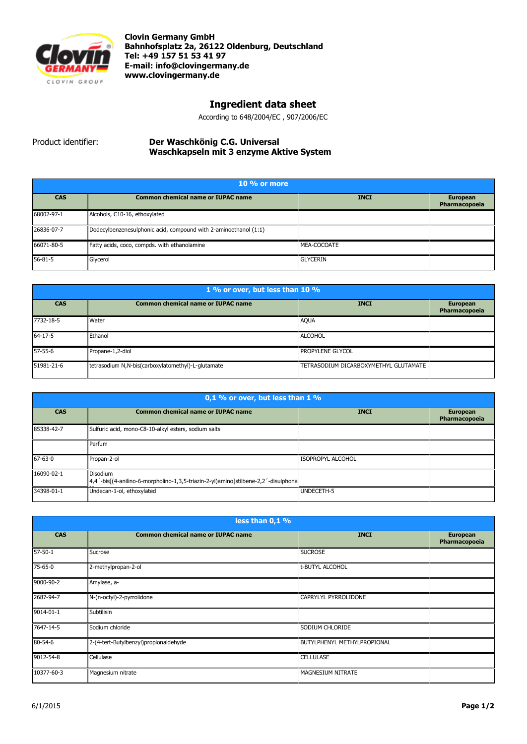**Clovin Germany GmbH**
**Bahnhofsplatz 2a, 26122 Oldenburg, Deutschland**
**Tel: +49 157 51 53 41 97**
**E-mail: info@clovingermany.de**
**www.clovingermany.de**

# Ingredient data sheet

According to 648/2004/EC , 907/2006/EC

Product identifier: **Der Waschkönig C.G. Universal Waschkapseln mit 3 enzyme Aktive System**

| 10 % or more | | | |
|---|---|---|---|
| **CAS** | **Common chemical name or IUPAC name** | **INCI** | **European Pharmacopoeia** |
| 68002-97-1 | Alcohols, C10-16, ethoxylated | | |
| 26836-07-7 | Dodecylbenzenesulphonic acid, compound with 2-aminoethanol (1:1) | | |
| 66071-80-5 | Fatty acids, coco, compds. with ethanolamine | MEA-COCOATE | |
| 56-81-5 | Glycerol | GLYCERIN | |

| 1 % or over, but less than 10 % | | | |
|---|---|---|---|
| **CAS** | **Common chemical name or IUPAC name** | **INCI** | **European Pharmacopoeia** |
| 7732-18-5 | Water | AQUA | |
| 64-17-5 | Ethanol | ALCOHOL | |
| 57-55-6 | Propane-1,2-diol | PROPYLENE GLYCOL | |
| 51981-21-6 | tetrasodium N,N-bis(carboxylatomethyl)-L-glutamate | TETRASODIUM DICARBOXYMETHYL GLUTAMATE | |

| 0,1 % or over, but less than 1 % | | | |
|---|---|---|---|
| **CAS** | **Common chemical name or IUPAC name** | **INCI** | **European Pharmacopoeia** |
| 85338-42-7 | Sulfuric acid, mono-C8-10-alkyl esters, sodium salts | | |
| | Perfum | | |
| 67-63-0 | Propan-2-ol | ISOPROPYL ALCOHOL | |
| 16090-02-1 | Disodium 4,4´-bis[(4-anilino-6-morpholino-1,3,5-triazin-2-yl)amino]stilbene-2,2´-disulphona | | |
| 34398-01-1 | Undecan-1-ol, ethoxylated | UNDECETH-5 | |

| less than 0,1 % | | | |
|---|---|---|---|
| **CAS** | **Common chemical name or IUPAC name** | **INCI** | **European Pharmacopoeia** |
| 57-50-1 | Sucrose | SUCROSE | |
| 75-65-0 | 2-methylpropan-2-ol | t-BUTYL ALCOHOL | |
| 9000-90-2 | Amylase, a- | | |
| 2687-94-7 | N-(n-octyl)-2-pyrrolidone | CAPRYLYL PYRROLIDONE | |
| 9014-01-1 | Subtilisin | | |
| 7647-14-5 | Sodium chloride | SODIUM CHLORIDE | |
| 80-54-6 | 2-(4-tert-Butylbenzyl)propionaldehyde | BUTYLPHENYL METHYLPROPIONAL | |
| 9012-54-8 | Cellulase | CELLULASE | |
| 10377-60-3 | Magnesium nitrate | MAGNESIUM NITRATE | |

6/1/2015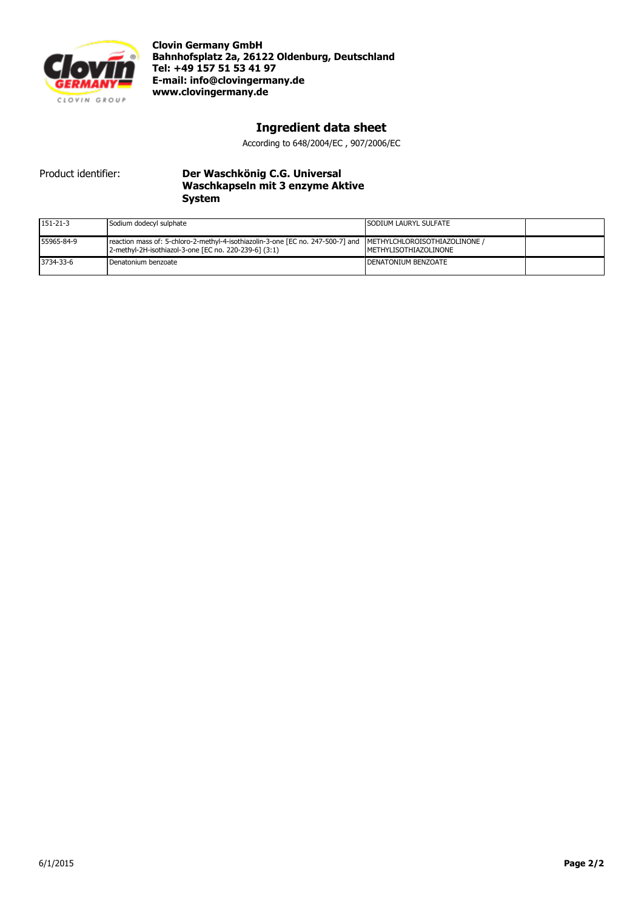**Clovin Germany GmbH**
**Bahnhofsplatz 2a, 26122 Oldenburg, Deutschland**
**Tel: +49 157 51 53 41 97**
**E-mail: info@clovingermany.de**
**www.clovingermany.de**

## Ingredient data sheet

According to 648/2004/EC , 907/2006/EC

Product identifier: **Der Waschkönig C.G. Universal Waschkapseln mit 3 enzyme Aktive System**

| | | | |
|---|---|---|---|
| 151-21-3 | Sodium dodecyl sulphate | SODIUM LAURYL SULFATE | |
| 55965-84-9 | reaction mass of: 5-chloro-2-methyl-4-isothiazolin-3-one [EC no. 247-500-7] and 2-methyl-2H-isothiazol-3-one [EC no. 220-239-6] (3:1) | METHYLCHLOROISOTHIAZOLINONE / METHYLISOTHIAZOLINONE | |
| 3734-33-6 | Denatonium benzoate | DENATONIUM BENZOATE | |

6/1/2015